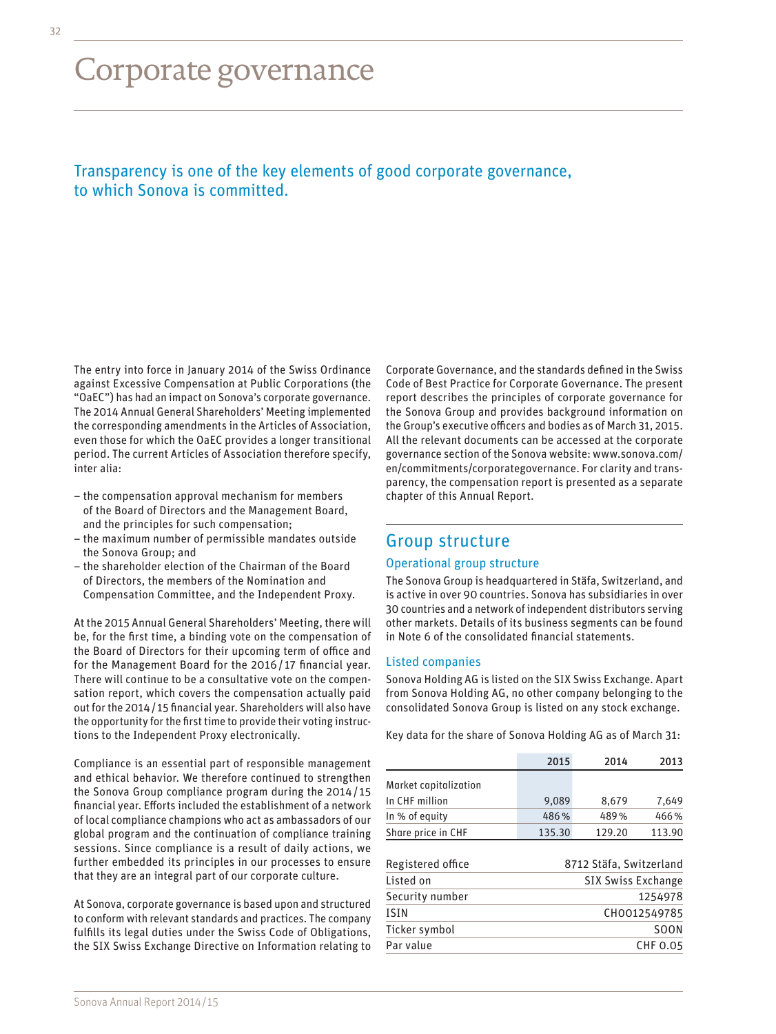# Corporate governance

## Transparency is one of the key elements of good corporate governance, to which Sonova is committed.

The entry into force in January 2014 of the Swiss Ordinance against Excessive Compensation at Public Corporations (the "OaEC") has had an impact on Sonova's corporate governance. The 2014 Annual General Shareholders' Meeting implemented the corresponding amendments in the Articles of Association, even those for which the OaEC provides a longer transitional period. The current Articles of Association therefore specify, inter alia:

- the compensation approval mechanism for members of the Board of Directors and the Management Board, and the principles for such compensation;
- the maximum number of permissible mandates outside the Sonova Group; and
- the shareholder election of the Chairman of the Board of Directors, the members of the Nomination and Compensation Committee, and the Independent Proxy.

At the 2015 Annual General Shareholders' Meeting, there will be, for the first time, a binding vote on the compensation of the Board of Directors for their upcoming term of office and for the Management Board for the 2016/17 financial year. There will continue to be a consultative vote on the compensation report, which covers the compensation actually paid out for the 2014/15 financial year. Shareholders will also have the opportunity for the first time to provide their voting instructions to the Independent Proxy electronically.

Compliance is an essential part of responsible management and ethical behavior. We therefore continued to strengthen the Sonova Group compliance program during the 2014/15 financial year. Efforts included the establishment of a network of local compliance champions who act as ambassadors of our global program and the continuation of compliance training sessions. Since compliance is a result of daily actions, we further embedded its principles in our processes to ensure that they are an integral part of our corporate culture.

At Sonova, corporate governance is based upon and structured to conform with relevant standards and practices. The company fulfills its legal duties under the Swiss Code of Obligations, the SIX Swiss Exchange Directive on Information relating to Corporate Governance, and the standards defined in the Swiss Code of Best Practice for Corporate Governance. The present report describes the principles of corporate governance for the Sonova Group and provides background information on the Group's executive officers and bodies as of March 31, 2015. All the relevant documents can be accessed at the corporate governance section of the Sonova website: www.sonova.com/en/commitments/corporategovernance. For clarity and transparency, the compensation report is presented as a separate chapter of this Annual Report.

## Group structure

### Operational group structure

The Sonova Group is headquartered in Stäfa, Switzerland, and is active in over 90 countries. Sonova has subsidiaries in over 30 countries and a network of independent distributors serving other markets. Details of its business segments can be found in Note 6 of the consolidated financial statements.

### Listed companies

Sonova Holding AG is listed on the SIX Swiss Exchange. Apart from Sonova Holding AG, no other company belonging to the consolidated Sonova Group is listed on any stock exchange.

Key data for the share of Sonova Holding AG as of March 31:

| | 2015 | 2014 | 2013 |
|---|---|---|---|
| Market capitalization | | | |
| In CHF million | 9,089 | 8,679 | 7,649 |
| In % of equity | 486% | 489% | 466% |
| Share price in CHF | 135.30 | 129.20 | 113.90 |

| | |
|---|---|
| Registered office | 8712 Stäfa, Switzerland |
| Listed on | SIX Swiss Exchange |
| Security number | 1254978 |
| ISIN | CH0012549785 |
| Ticker symbol | SOON |
| Par value | CHF 0.05 |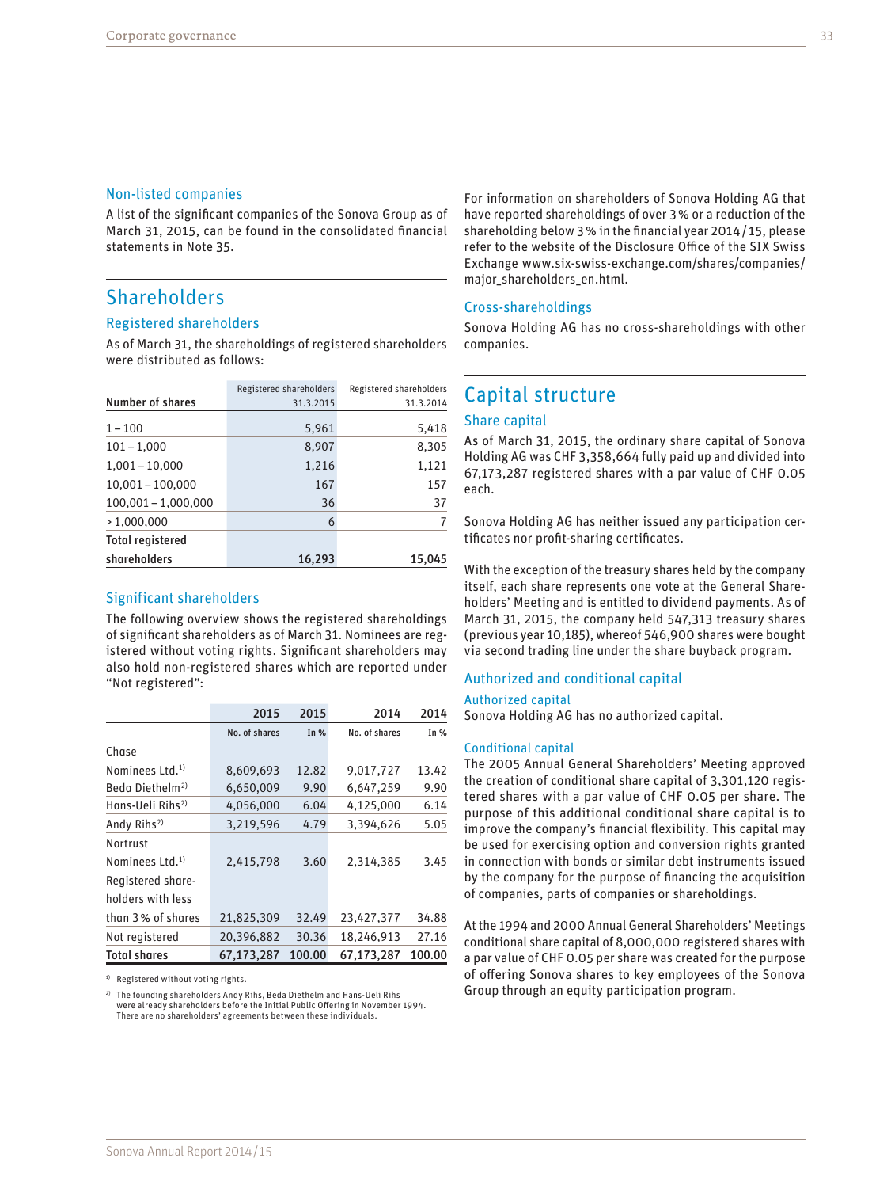### Non-listed companies

A list of the significant companies of the Sonova Group as of March 31, 2015, can be found in the consolidated financial statements in Note 35.

## Shareholders

### Registered shareholders

As of March 31, the shareholdings of registered shareholders were distributed as follows:

| Number of shares | Registered shareholders 31.3.2015 | Registered shareholders 31.3.2014 |
|---|---|---|
| 1 – 100 | 5,961 | 5,418 |
| 101 – 1,000 | 8,907 | 8,305 |
| 1,001 – 10,000 | 1,216 | 1,121 |
| 10,001 – 100,000 | 167 | 157 |
| 100,001 – 1,000,000 | 36 | 37 |
| > 1,000,000 | 6 | 7 |
| **Total registered shareholders** | **16,293** | **15,045** |

### Significant shareholders

The following overview shows the registered shareholdings of significant shareholders as of March 31. Nominees are registered without voting rights. Significant shareholders may also hold non-registered shares which are reported under "Not registered":

| | 2015 | 2015 | 2014 | 2014 |
|---|---|---|---|---|
| | No. of shares | In % | No. of shares | In % |
| Chase Nominees Ltd.[1] | 8,609,693 | 12.82 | 9,017,727 | 13.42 |
| Beda Diethelm[2] | 6,650,009 | 9.90 | 6,647,259 | 9.90 |
| Hans-Ueli Rihs[2] | 4,056,000 | 6.04 | 4,125,000 | 6.14 |
| Andy Rihs[2] | 3,219,596 | 4.79 | 3,394,626 | 5.05 |
| Nortrust Nominees Ltd.[1] | 2,415,798 | 3.60 | 2,314,385 | 3.45 |
| Registered shareholders with less than 3 % of shares | 21,825,309 | 32.49 | 23,427,377 | 34.88 |
| Not registered | 20,396,882 | 30.36 | 18,246,913 | 27.16 |
| **Total shares** | **67,173,287** | **100.00** | **67,173,287** | **100.00** |

[1] Registered without voting rights.

[2] The founding shareholders Andy Rihs, Beda Diethelm and Hans-Ueli Rihs were already shareholders before the Initial Public Offering in November 1994. There are no shareholders' agreements between these individuals.

For information on shareholders of Sonova Holding AG that have reported shareholdings of over 3 % or a reduction of the shareholding below 3 % in the financial year 2014 / 15, please refer to the website of the Disclosure Office of the SIX Swiss Exchange www.six-swiss-exchange.com/shares/companies/major_shareholders_en.html.

### Cross-shareholdings

Sonova Holding AG has no cross-shareholdings with other companies.

## Capital structure

### Share capital

As of March 31, 2015, the ordinary share capital of Sonova Holding AG was CHF 3,358,664 fully paid up and divided into 67,173,287 registered shares with a par value of CHF 0.05 each.

Sonova Holding AG has neither issued any participation certificates nor profit-sharing certificates.

With the exception of the treasury shares held by the company itself, each share represents one vote at the General Shareholders' Meeting and is entitled to dividend payments. As of March 31, 2015, the company held 547,313 treasury shares (previous year 10,185), whereof 546,900 shares were bought via second trading line under the share buyback program.

### Authorized and conditional capital

#### Authorized capital

Sonova Holding AG has no authorized capital.

#### Conditional capital

The 2005 Annual General Shareholders' Meeting approved the creation of conditional share capital of 3,301,120 registered shares with a par value of CHF 0.05 per share. The purpose of this additional conditional share capital is to improve the company's financial flexibility. This capital may be used for exercising option and conversion rights granted in connection with bonds or similar debt instruments issued by the company for the purpose of financing the acquisition of companies, parts of companies or shareholdings.

At the 1994 and 2000 Annual General Shareholders' Meetings conditional share capital of 8,000,000 registered shares with a par value of CHF 0.05 per share was created for the purpose of offering Sonova shares to key employees of the Sonova Group through an equity participation program.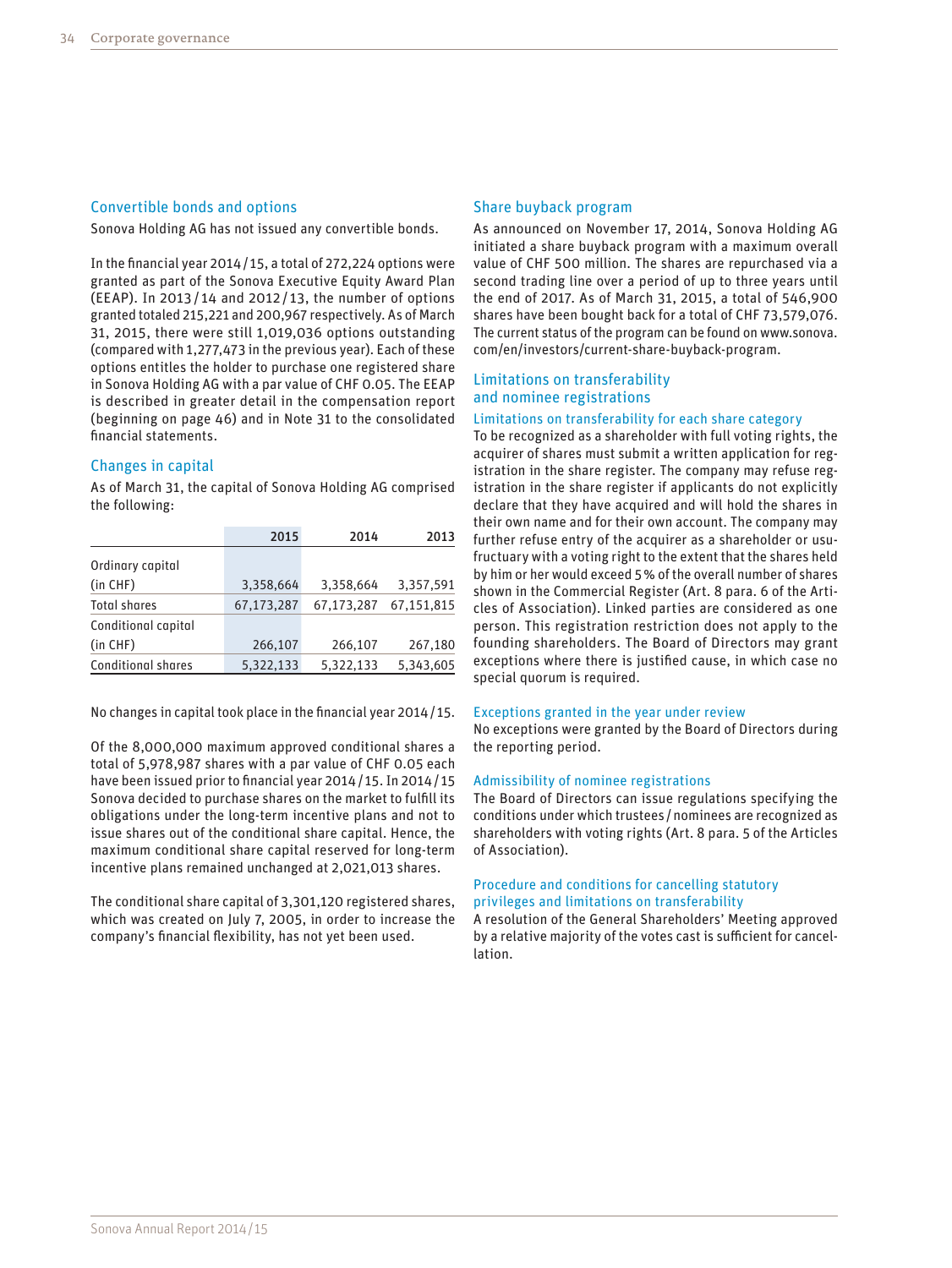## Convertible bonds and options

Sonova Holding AG has not issued any convertible bonds.

In the financial year 2014 / 15, a total of 272,224 options were granted as part of the Sonova Executive Equity Award Plan (EEAP). In 2013 / 14 and 2012 / 13, the number of options granted totaled 215,221 and 200,967 respectively. As of March 31, 2015, there were still 1,019,036 options outstanding (compared with 1,277,473 in the previous year). Each of these options entitles the holder to purchase one registered share in Sonova Holding AG with a par value of CHF 0.05. The EEAP is described in greater detail in the compensation report (beginning on page 46) and in Note 31 to the consolidated financial statements.

## Changes in capital

As of March 31, the capital of Sonova Holding AG comprised the following:

| | 2015 | 2014 | 2013 |
|---|---|---|---|
| Ordinary capital (in CHF) | 3,358,664 | 3,358,664 | 3,357,591 |
| Total shares | 67,173,287 | 67,173,287 | 67,151,815 |
| Conditional capital (in CHF) | 266,107 | 266,107 | 267,180 |
| Conditional shares | 5,322,133 | 5,322,133 | 5,343,605 |

No changes in capital took place in the financial year 2014 / 15.

Of the 8,000,000 maximum approved conditional shares a total of 5,978,987 shares with a par value of CHF 0.05 each have been issued prior to financial year 2014 / 15. In 2014 / 15 Sonova decided to purchase shares on the market to fulfill its obligations under the long-term incentive plans and not to issue shares out of the conditional share capital. Hence, the maximum conditional share capital reserved for long-term incentive plans remained unchanged at 2,021,013 shares.

The conditional share capital of 3,301,120 registered shares, which was created on July 7, 2005, in order to increase the company's financial flexibility, has not yet been used.

## Share buyback program

As announced on November 17, 2014, Sonova Holding AG initiated a share buyback program with a maximum overall value of CHF 500 million. The shares are repurchased via a second trading line over a period of up to three years until the end of 2017. As of March 31, 2015, a total of 546,900 shares have been bought back for a total of CHF 73,579,076. The current status of the program can be found on www.sonova.com/en/investors/current-share-buyback-program.

## Limitations on transferability and nominee registrations

### Limitations on transferability for each share category

To be recognized as a shareholder with full voting rights, the acquirer of shares must submit a written application for registration in the share register. The company may refuse registration in the share register if applicants do not explicitly declare that they have acquired and will hold the shares in their own name and for their own account. The company may further refuse entry of the acquirer as a shareholder or usufructuary with a voting right to the extent that the shares held by him or her would exceed 5 % of the overall number of shares shown in the Commercial Register (Art. 8 para. 6 of the Articles of Association). Linked parties are considered as one person. This registration restriction does not apply to the founding shareholders. The Board of Directors may grant exceptions where there is justified cause, in which case no special quorum is required.

### Exceptions granted in the year under review

No exceptions were granted by the Board of Directors during the reporting period.

### Admissibility of nominee registrations

The Board of Directors can issue regulations specifying the conditions under which trustees / nominees are recognized as shareholders with voting rights (Art. 8 para. 5 of the Articles of Association).

### Procedure and conditions for cancelling statutory privileges and limitations on transferability

A resolution of the General Shareholders' Meeting approved by a relative majority of the votes cast is sufficient for cancellation.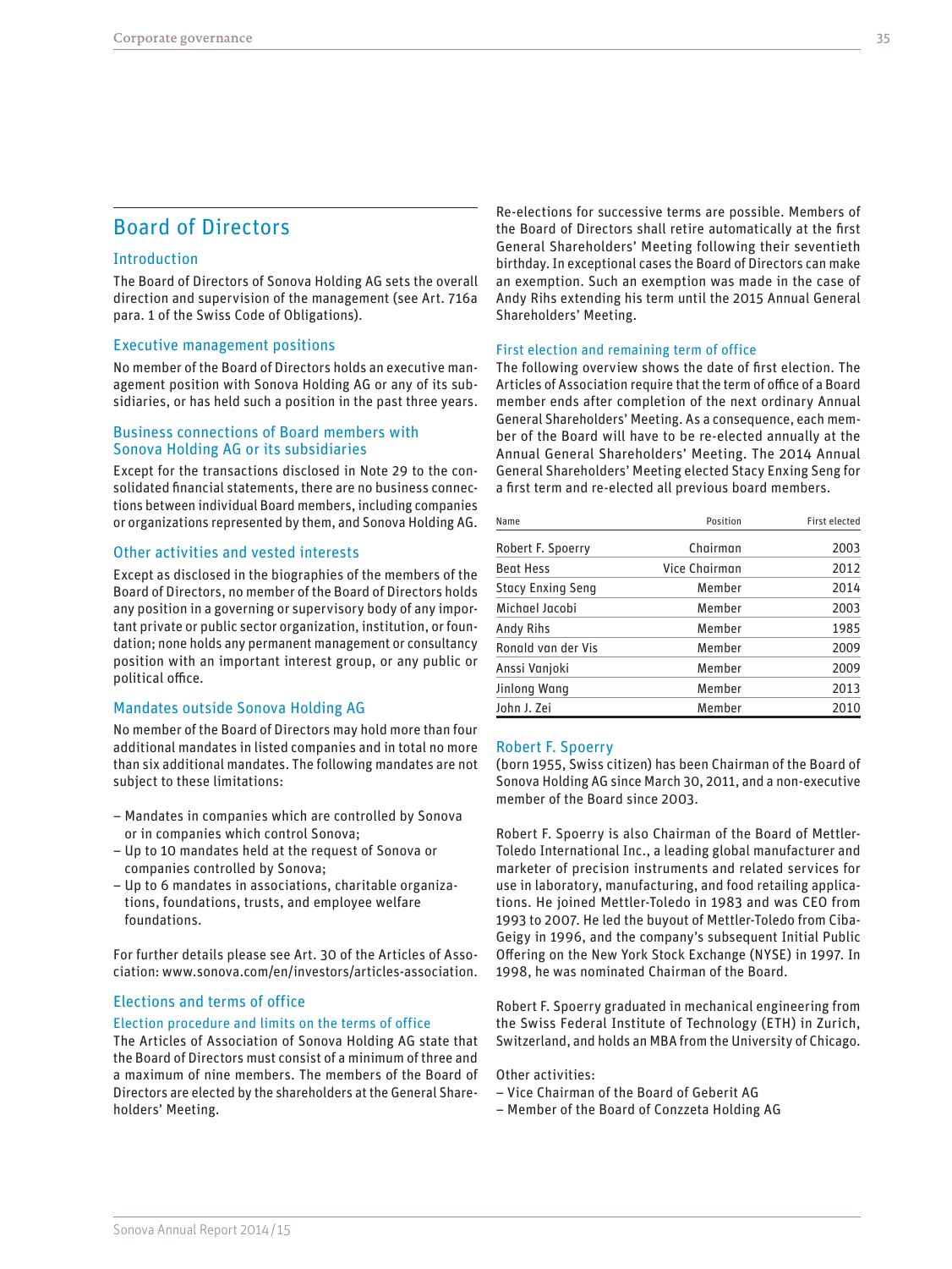## Board of Directors

### Introduction

The Board of Directors of Sonova Holding AG sets the overall direction and supervision of the management (see Art. 716a para. 1 of the Swiss Code of Obligations).

### Executive management positions

No member of the Board of Directors holds an executive management position with Sonova Holding AG or any of its subsidiaries, or has held such a position in the past three years.

### Business connections of Board members with Sonova Holding AG or its subsidiaries

Except for the transactions disclosed in Note 29 to the consolidated financial statements, there are no business connections between individual Board members, including companies or organizations represented by them, and Sonova Holding AG.

### Other activities and vested interests

Except as disclosed in the biographies of the members of the Board of Directors, no member of the Board of Directors holds any position in a governing or supervisory body of any important private or public sector organization, institution, or foundation; none holds any permanent management or consultancy position with an important interest group, or any public or political office.

### Mandates outside Sonova Holding AG

No member of the Board of Directors may hold more than four additional mandates in listed companies and in total no more than six additional mandates. The following mandates are not subject to these limitations:

- Mandates in companies which are controlled by Sonova or in companies which control Sonova;
- Up to 10 mandates held at the request of Sonova or companies controlled by Sonova;
- Up to 6 mandates in associations, charitable organizations, foundations, trusts, and employee welfare foundations.

For further details please see Art. 30 of the Articles of Association: www.sonova.com/en/investors/articles-association.

### Elections and terms of office

#### Election procedure and limits on the terms of office

The Articles of Association of Sonova Holding AG state that the Board of Directors must consist of a minimum of three and a maximum of nine members. The members of the Board of Directors are elected by the shareholders at the General Shareholders' Meeting. Re-elections for successive terms are possible. Members of the Board of Directors shall retire automatically at the first General Shareholders' Meeting following their seventieth birthday. In exceptional cases the Board of Directors can make an exemption. Such an exemption was made in the case of Andy Rihs extending his term until the 2015 Annual General Shareholders' Meeting.

#### First election and remaining term of office

The following overview shows the date of first election. The Articles of Association require that the term of office of a Board member ends after completion of the next ordinary Annual General Shareholders' Meeting. As a consequence, each member of the Board will have to be re-elected annually at the Annual General Shareholders' Meeting. The 2014 Annual General Shareholders' Meeting elected Stacy Enxing Seng for a first term and re-elected all previous board members.

| Name | Position | First elected |
|---|---|---|
| Robert F. Spoerry | Chairman | 2003 |
| Beat Hess | Vice Chairman | 2012 |
| Stacy Enxing Seng | Member | 2014 |
| Michael Jacobi | Member | 2003 |
| Andy Rihs | Member | 1985 |
| Ronald van der Vis | Member | 2009 |
| Anssi Vanjoki | Member | 2009 |
| Jinlong Wang | Member | 2013 |
| John J. Zei | Member | 2010 |

### Robert F. Spoerry

(born 1955, Swiss citizen) has been Chairman of the Board of Sonova Holding AG since March 30, 2011, and a non-executive member of the Board since 2003.

Robert F. Spoerry is also Chairman of the Board of Mettler-Toledo International Inc., a leading global manufacturer and marketer of precision instruments and related services for use in laboratory, manufacturing, and food retailing applications. He joined Mettler-Toledo in 1983 and was CEO from 1993 to 2007. He led the buyout of Mettler-Toledo from Ciba-Geigy in 1996, and the company's subsequent Initial Public Offering on the New York Stock Exchange (NYSE) in 1997. In 1998, he was nominated Chairman of the Board.

Robert F. Spoerry graduated in mechanical engineering from the Swiss Federal Institute of Technology (ETH) in Zurich, Switzerland, and holds an MBA from the University of Chicago.

Other activities:
- Vice Chairman of the Board of Geberit AG
- Member of the Board of Conzzeta Holding AG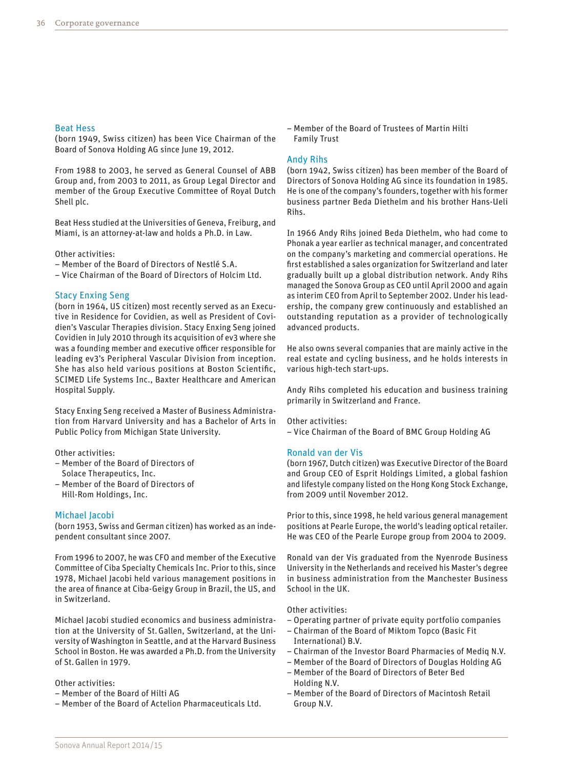### Beat Hess

(born 1949, Swiss citizen) has been Vice Chairman of the Board of Sonova Holding AG since June 19, 2012.

From 1988 to 2003, he served as General Counsel of ABB Group and, from 2003 to 2011, as Group Legal Director and member of the Group Executive Committee of Royal Dutch Shell plc.

Beat Hess studied at the Universities of Geneva, Freiburg, and Miami, is an attorney-at-law and holds a Ph.D. in Law.

Other activities:
- Member of the Board of Directors of Nestlé S.A.
- Vice Chairman of the Board of Directors of Holcim Ltd.

### Stacy Enxing Seng

(born in 1964, US citizen) most recently served as an Executive in Residence for Covidien, as well as President of Covidien's Vascular Therapies division. Stacy Enxing Seng joined Covidien in July 2010 through its acquisition of ev3 where she was a founding member and executive officer responsible for leading ev3's Peripheral Vascular Division from inception. She has also held various positions at Boston Scientific, SCIMED Life Systems Inc., Baxter Healthcare and American Hospital Supply.

Stacy Enxing Seng received a Master of Business Administration from Harvard University and has a Bachelor of Arts in Public Policy from Michigan State University.

Other activities:
- Member of the Board of Directors of Solace Therapeutics, Inc.
- Member of the Board of Directors of Hill-Rom Holdings, Inc.

### Michael Jacobi

(born 1953, Swiss and German citizen) has worked as an independent consultant since 2007.

From 1996 to 2007, he was CFO and member of the Executive Committee of Ciba Specialty Chemicals Inc. Prior to this, since 1978, Michael Jacobi held various management positions in the area of finance at Ciba-Geigy Group in Brazil, the US, and in Switzerland.

Michael Jacobi studied economics and business administration at the University of St. Gallen, Switzerland, at the University of Washington in Seattle, and at the Harvard Business School in Boston. He was awarded a Ph.D. from the University of St. Gallen in 1979.

Other activities:
- Member of the Board of Hilti AG
- Member of the Board of Actelion Pharmaceuticals Ltd.
- Member of the Board of Trustees of Martin Hilti Family Trust

### Andy Rihs

(born 1942, Swiss citizen) has been member of the Board of Directors of Sonova Holding AG since its foundation in 1985. He is one of the company's founders, together with his former business partner Beda Diethelm and his brother Hans-Ueli Rihs.

In 1966 Andy Rihs joined Beda Diethelm, who had come to Phonak a year earlier as technical manager, and concentrated on the company's marketing and commercial operations. He first established a sales organization for Switzerland and later gradually built up a global distribution network. Andy Rihs managed the Sonova Group as CEO until April 2000 and again as interim CEO from April to September 2002. Under his leadership, the company grew continuously and established an outstanding reputation as a provider of technologically advanced products.

He also owns several companies that are mainly active in the real estate and cycling business, and he holds interests in various high-tech start-ups.

Andy Rihs completed his education and business training primarily in Switzerland and France.

Other activities:
- Vice Chairman of the Board of BMC Group Holding AG

### Ronald van der Vis

(born 1967, Dutch citizen) was Executive Director of the Board and Group CEO of Esprit Holdings Limited, a global fashion and lifestyle company listed on the Hong Kong Stock Exchange, from 2009 until November 2012.

Prior to this, since 1998, he held various general management positions at Pearle Europe, the world's leading optical retailer. He was CEO of the Pearle Europe group from 2004 to 2009.

Ronald van der Vis graduated from the Nyenrode Business University in the Netherlands and received his Master's degree in business administration from the Manchester Business School in the UK.

Other activities:
- Operating partner of private equity portfolio companies
- Chairman of the Board of Miktom Topco (Basic Fit International) B.V.
- Chairman of the Investor Board Pharmacies of Mediq N.V.
- Member of the Board of Directors of Douglas Holding AG
- Member of the Board of Directors of Beter Bed Holding N.V.
- Member of the Board of Directors of Macintosh Retail Group N.V.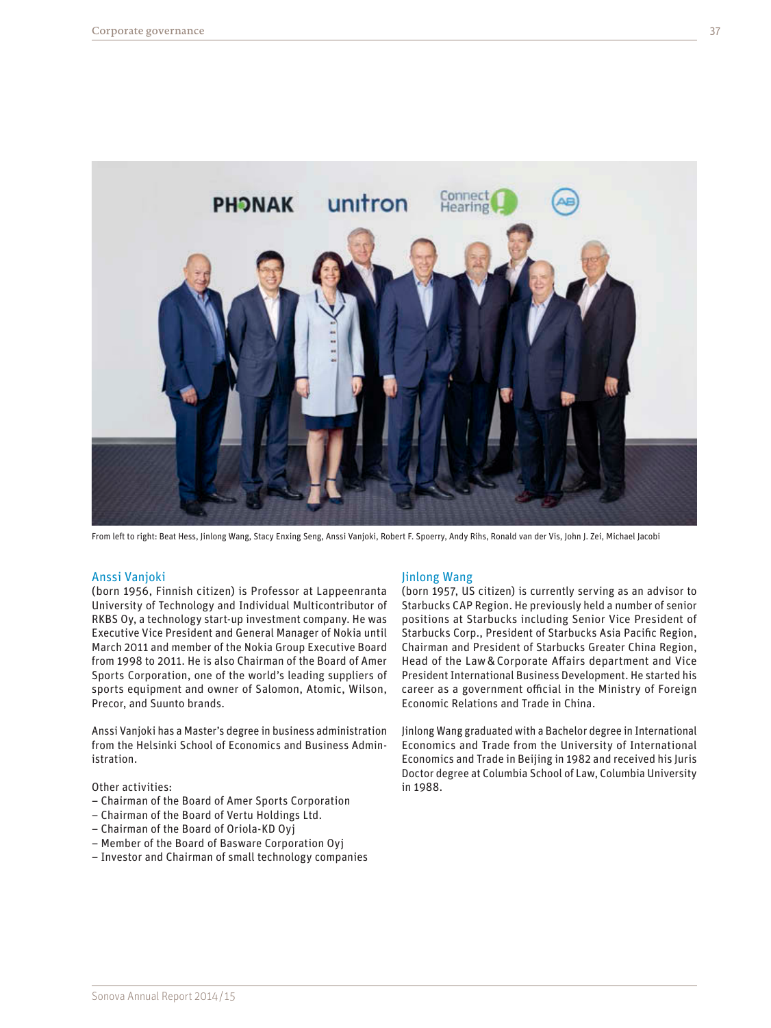From left to right: Beat Hess, Jinlong Wang, Stacy Enxing Seng, Anssi Vanjoki, Robert F. Spoerry, Andy Rihs, Ronald van der Vis, John J. Zei, Michael Jacobi

## Anssi Vanjoki

(born 1956, Finnish citizen) is Professor at Lappeenranta University of Technology and Individual Multicontributor of RKBS Oy, a technology start-up investment company. He was Executive Vice President and General Manager of Nokia until March 2011 and member of the Nokia Group Executive Board from 1998 to 2011. He is also Chairman of the Board of Amer Sports Corporation, one of the world's leading suppliers of sports equipment and owner of Salomon, Atomic, Wilson, Precor, and Suunto brands.

Anssi Vanjoki has a Master's degree in business administration from the Helsinki School of Economics and Business Administration.

Other activities:

- Chairman of the Board of Amer Sports Corporation
- Chairman of the Board of Vertu Holdings Ltd.
- Chairman of the Board of Oriola-KD Oyj
- Member of the Board of Basware Corporation Oyj
- Investor and Chairman of small technology companies

## Jinlong Wang

(born 1957, US citizen) is currently serving as an advisor to Starbucks CAP Region. He previously held a number of senior positions at Starbucks including Senior Vice President of Starbucks Corp., President of Starbucks Asia Pacific Region, Chairman and President of Starbucks Greater China Region, Head of the Law & Corporate Affairs department and Vice President International Business Development. He started his career as a government official in the Ministry of Foreign Economic Relations and Trade in China.

Jinlong Wang graduated with a Bachelor degree in International Economics and Trade from the University of International Economics and Trade in Beijing in 1982 and received his Juris Doctor degree at Columbia School of Law, Columbia University in 1988.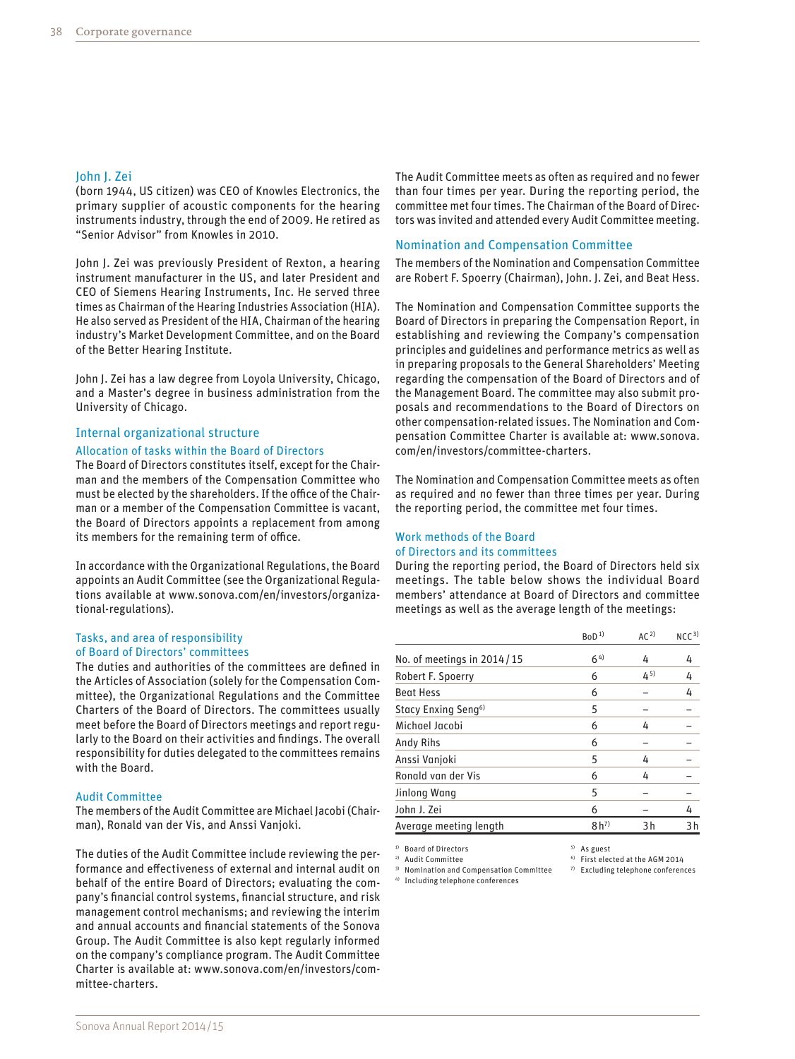### John J. Zei

(born 1944, US citizen) was CEO of Knowles Electronics, the primary supplier of acoustic components for the hearing instruments industry, through the end of 2009. He retired as "Senior Advisor" from Knowles in 2010.

John J. Zei was previously President of Rexton, a hearing instrument manufacturer in the US, and later President and CEO of Siemens Hearing Instruments, Inc. He served three times as Chairman of the Hearing Industries Association (HIA). He also served as President of the HIA, Chairman of the hearing industry's Market Development Committee, and on the Board of the Better Hearing Institute.

John J. Zei has a law degree from Loyola University, Chicago, and a Master's degree in business administration from the University of Chicago.

## Internal organizational structure

### Allocation of tasks within the Board of Directors

The Board of Directors constitutes itself, except for the Chairman and the members of the Compensation Committee who must be elected by the shareholders. If the office of the Chairman or a member of the Compensation Committee is vacant, the Board of Directors appoints a replacement from among its members for the remaining term of office.

In accordance with the Organizational Regulations, the Board appoints an Audit Committee (see the Organizational Regulations available at www.sonova.com/en/investors/organizational-regulations).

### Tasks, and area of responsibility of Board of Directors' committees

The duties and authorities of the committees are defined in the Articles of Association (solely for the Compensation Committee), the Organizational Regulations and the Committee Charters of the Board of Directors. The committees usually meet before the Board of Directors meetings and report regularly to the Board on their activities and findings. The overall responsibility for duties delegated to the committees remains with the Board.

### Audit Committee

The members of the Audit Committee are Michael Jacobi (Chairman), Ronald van der Vis, and Anssi Vanjoki.

The duties of the Audit Committee include reviewing the performance and effectiveness of external and internal audit on behalf of the entire Board of Directors; evaluating the company's financial control systems, financial structure, and risk management control mechanisms; and reviewing the interim and annual accounts and financial statements of the Sonova Group. The Audit Committee is also kept regularly informed on the company's compliance program. The Audit Committee Charter is available at: www.sonova.com/en/investors/committee-charters.

The Audit Committee meets as often as required and no fewer than four times per year. During the reporting period, the committee met four times. The Chairman of the Board of Directors was invited and attended every Audit Committee meeting.

### Nomination and Compensation Committee

The members of the Nomination and Compensation Committee are Robert F. Spoerry (Chairman), John. J. Zei, and Beat Hess.

The Nomination and Compensation Committee supports the Board of Directors in preparing the Compensation Report, in establishing and reviewing the Company's compensation principles and guidelines and performance metrics as well as in preparing proposals to the General Shareholders' Meeting regarding the compensation of the Board of Directors and of the Management Board. The committee may also submit proposals and recommendations to the Board of Directors on other compensation-related issues. The Nomination and Compensation Committee Charter is available at: www.sonova.com/en/investors/committee-charters.

The Nomination and Compensation Committee meets as often as required and no fewer than three times per year. During the reporting period, the committee met four times.

### Work methods of the Board of Directors and its committees

During the reporting period, the Board of Directors held six meetings. The table below shows the individual Board members' attendance at Board of Directors and committee meetings as well as the average length of the meetings:

| | BoD [1] | AC [2] | NCC [3] |
|---|---|---|---|
| No. of meetings in 2014/15 | 6 [4] | 4 | 4 |
| Robert F. Spoerry | 6 | 4 [5] | 4 |
| Beat Hess | 6 | – | 4 |
| Stacy Enxing Seng [6] | 5 | – | – |
| Michael Jacobi | 6 | 4 | – |
| Andy Rihs | 6 | – | – |
| Anssi Vanjoki | 5 | 4 | – |
| Ronald van der Vis | 6 | 4 | – |
| Jinlong Wang | 5 | – | – |
| John J. Zei | 6 | – | 4 |
| Average meeting length | 8 h [7] | 3 h | 3 h |

1) Board of Directors
2) Audit Committee
3) Nomination and Compensation Committee
4) Including telephone conferences
5) As guest
6) First elected at the AGM 2014
7) Excluding telephone conferences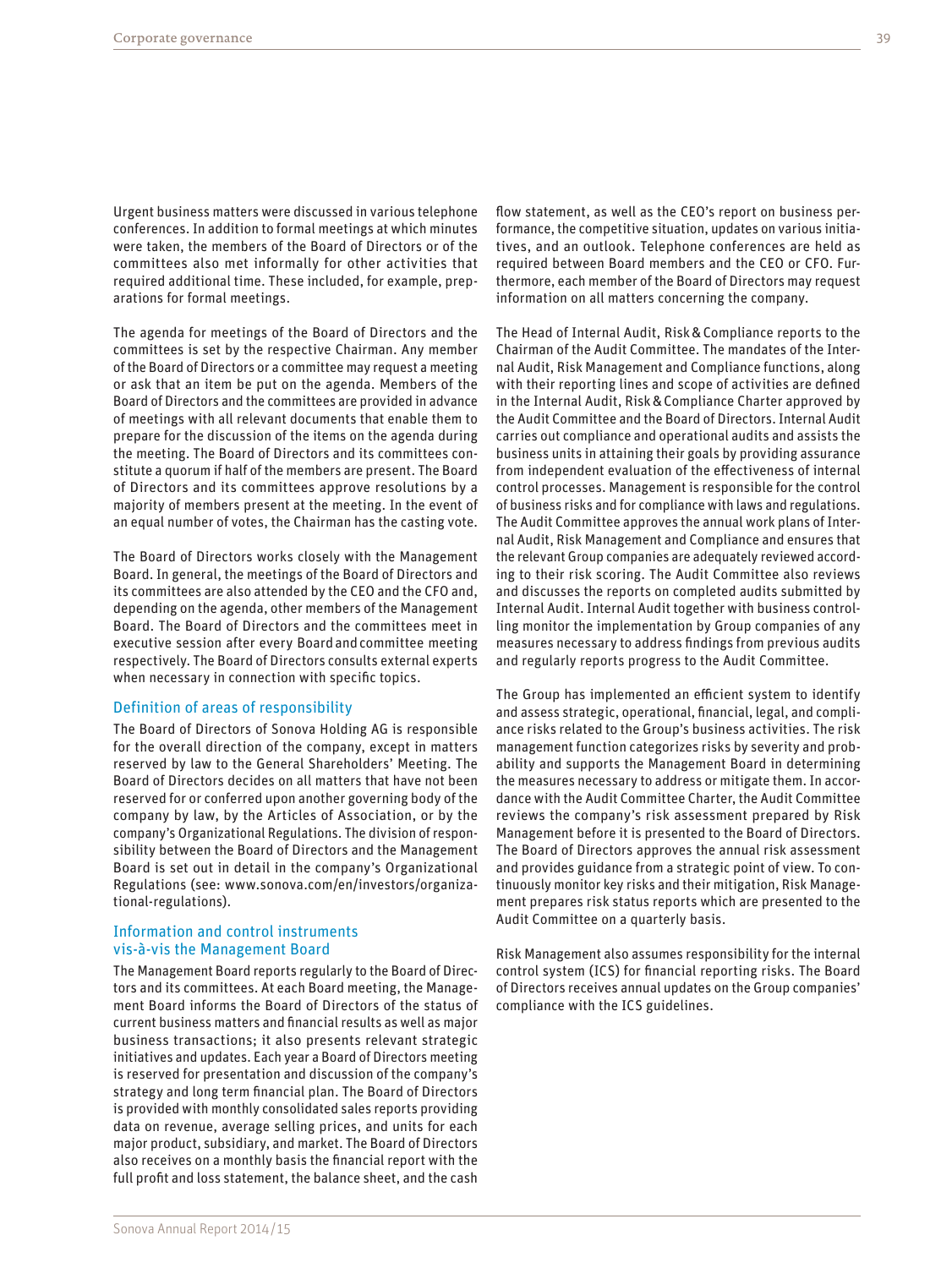Urgent business matters were discussed in various telephone conferences. In addition to formal meetings at which minutes were taken, the members of the Board of Directors or of the committees also met informally for other activities that required additional time. These included, for example, preparations for formal meetings.

The agenda for meetings of the Board of Directors and the committees is set by the respective Chairman. Any member of the Board of Directors or a committee may request a meeting or ask that an item be put on the agenda. Members of the Board of Directors and the committees are provided in advance of meetings with all relevant documents that enable them to prepare for the discussion of the items on the agenda during the meeting. The Board of Directors and its committees constitute a quorum if half of the members are present. The Board of Directors and its committees approve resolutions by a majority of members present at the meeting. In the event of an equal number of votes, the Chairman has the casting vote.

The Board of Directors works closely with the Management Board. In general, the meetings of the Board of Directors and its committees are also attended by the CEO and the CFO and, depending on the agenda, other members of the Management Board. The Board of Directors and the committees meet in executive session after every Board and committee meeting respectively. The Board of Directors consults external experts when necessary in connection with specific topics.

## Definition of areas of responsibility

The Board of Directors of Sonova Holding AG is responsible for the overall direction of the company, except in matters reserved by law to the General Shareholders' Meeting. The Board of Directors decides on all matters that have not been reserved for or conferred upon another governing body of the company by law, by the Articles of Association, or by the company's Organizational Regulations. The division of responsibility between the Board of Directors and the Management Board is set out in detail in the company's Organizational Regulations (see: www.sonova.com/en/investors/organizational-regulations).

## Information and control instruments vis-à-vis the Management Board

The Management Board reports regularly to the Board of Directors and its committees. At each Board meeting, the Management Board informs the Board of Directors of the status of current business matters and financial results as well as major business transactions; it also presents relevant strategic initiatives and updates. Each year a Board of Directors meeting is reserved for presentation and discussion of the company's strategy and long term financial plan. The Board of Directors is provided with monthly consolidated sales reports providing data on revenue, average selling prices, and units for each major product, subsidiary, and market. The Board of Directors also receives on a monthly basis the financial report with the full profit and loss statement, the balance sheet, and the cash flow statement, as well as the CEO's report on business performance, the competitive situation, updates on various initiatives, and an outlook. Telephone conferences are held as required between Board members and the CEO or CFO. Furthermore, each member of the Board of Directors may request information on all matters concerning the company.

The Head of Internal Audit, Risk & Compliance reports to the Chairman of the Audit Committee. The mandates of the Internal Audit, Risk Management and Compliance functions, along with their reporting lines and scope of activities are defined in the Internal Audit, Risk & Compliance Charter approved by the Audit Committee and the Board of Directors. Internal Audit carries out compliance and operational audits and assists the business units in attaining their goals by providing assurance from independent evaluation of the effectiveness of internal control processes. Management is responsible for the control of business risks and for compliance with laws and regulations. The Audit Committee approves the annual work plans of Internal Audit, Risk Management and Compliance and ensures that the relevant Group companies are adequately reviewed according to their risk scoring. The Audit Committee also reviews and discusses the reports on completed audits submitted by Internal Audit. Internal Audit together with business controlling monitor the implementation by Group companies of any measures necessary to address findings from previous audits and regularly reports progress to the Audit Committee.

The Group has implemented an efficient system to identify and assess strategic, operational, financial, legal, and compliance risks related to the Group's business activities. The risk management function categorizes risks by severity and probability and supports the Management Board in determining the measures necessary to address or mitigate them. In accordance with the Audit Committee Charter, the Audit Committee reviews the company's risk assessment prepared by Risk Management before it is presented to the Board of Directors. The Board of Directors approves the annual risk assessment and provides guidance from a strategic point of view. To continuously monitor key risks and their mitigation, Risk Management prepares risk status reports which are presented to the Audit Committee on a quarterly basis.

Risk Management also assumes responsibility for the internal control system (ICS) for financial reporting risks. The Board of Directors receives annual updates on the Group companies' compliance with the ICS guidelines.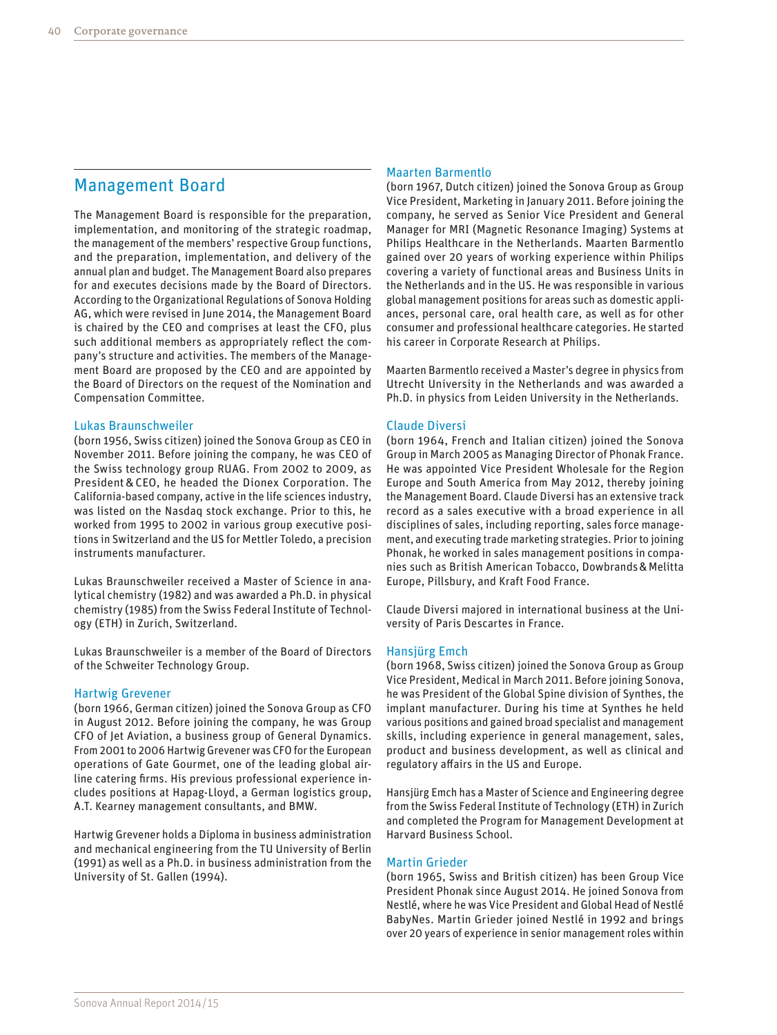## Management Board

The Management Board is responsible for the preparation, implementation, and monitoring of the strategic roadmap, the management of the members' respective Group functions, and the preparation, implementation, and delivery of the annual plan and budget. The Management Board also prepares for and executes decisions made by the Board of Directors. According to the Organizational Regulations of Sonova Holding AG, which were revised in June 2014, the Management Board is chaired by the CEO and comprises at least the CFO, plus such additional members as appropriately reflect the company's structure and activities. The members of the Management Board are proposed by the CEO and are appointed by the Board of Directors on the request of the Nomination and Compensation Committee.

### Lukas Braunschweiler

(born 1956, Swiss citizen) joined the Sonova Group as CEO in November 2011. Before joining the company, he was CEO of the Swiss technology group RUAG. From 2002 to 2009, as President & CEO, he headed the Dionex Corporation. The California-based company, active in the life sciences industry, was listed on the Nasdaq stock exchange. Prior to this, he worked from 1995 to 2002 in various group executive positions in Switzerland and the US for Mettler Toledo, a precision instruments manufacturer.

Lukas Braunschweiler received a Master of Science in analytical chemistry (1982) and was awarded a Ph.D. in physical chemistry (1985) from the Swiss Federal Institute of Technology (ETH) in Zurich, Switzerland.

Lukas Braunschweiler is a member of the Board of Directors of the Schweiter Technology Group.

### Hartwig Grevener

(born 1966, German citizen) joined the Sonova Group as CFO in August 2012. Before joining the company, he was Group CFO of Jet Aviation, a business group of General Dynamics. From 2001 to 2006 Hartwig Grevener was CFO for the European operations of Gate Gourmet, one of the leading global airline catering firms. His previous professional experience includes positions at Hapag-Lloyd, a German logistics group, A.T. Kearney management consultants, and BMW.

Hartwig Grevener holds a Diploma in business administration and mechanical engineering from the TU University of Berlin (1991) as well as a Ph.D. in business administration from the University of St. Gallen (1994).

### Maarten Barmentlo

(born 1967, Dutch citizen) joined the Sonova Group as Group Vice President, Marketing in January 2011. Before joining the company, he served as Senior Vice President and General Manager for MRI (Magnetic Resonance Imaging) Systems at Philips Healthcare in the Netherlands. Maarten Barmentlo gained over 20 years of working experience within Philips covering a variety of functional areas and Business Units in the Netherlands and in the US. He was responsible in various global management positions for areas such as domestic appliances, personal care, oral health care, as well as for other consumer and professional healthcare categories. He started his career in Corporate Research at Philips.

Maarten Barmentlo received a Master's degree in physics from Utrecht University in the Netherlands and was awarded a Ph.D. in physics from Leiden University in the Netherlands.

### Claude Diversi

(born 1964, French and Italian citizen) joined the Sonova Group in March 2005 as Managing Director of Phonak France. He was appointed Vice President Wholesale for the Region Europe and South America from May 2012, thereby joining the Management Board. Claude Diversi has an extensive track record as a sales executive with a broad experience in all disciplines of sales, including reporting, sales force management, and executing trade marketing strategies. Prior to joining Phonak, he worked in sales management positions in companies such as British American Tobacco, Dowbrands & Melitta Europe, Pillsbury, and Kraft Food France.

Claude Diversi majored in international business at the University of Paris Descartes in France.

### Hansjürg Emch

(born 1968, Swiss citizen) joined the Sonova Group as Group Vice President, Medical in March 2011. Before joining Sonova, he was President of the Global Spine division of Synthes, the implant manufacturer. During his time at Synthes he held various positions and gained broad specialist and management skills, including experience in general management, sales, product and business development, as well as clinical and regulatory affairs in the US and Europe.

Hansjürg Emch has a Master of Science and Engineering degree from the Swiss Federal Institute of Technology (ETH) in Zurich and completed the Program for Management Development at Harvard Business School.

### Martin Grieder

(born 1965, Swiss and British citizen) has been Group Vice President Phonak since August 2014. He joined Sonova from Nestlé, where he was Vice President and Global Head of Nestlé BabyNes. Martin Grieder joined Nestlé in 1992 and brings over 20 years of experience in senior management roles within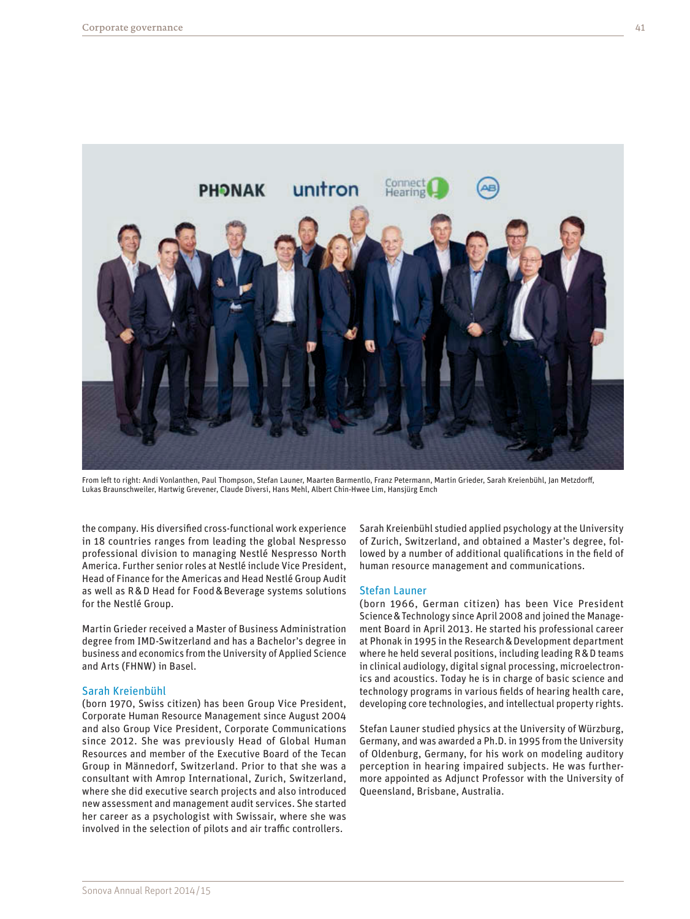From left to right: Andi Vonlanthen, Paul Thompson, Stefan Launer, Maarten Barmentlo, Franz Petermann, Martin Grieder, Sarah Kreienbühl, Jan Metzdorff, Lukas Braunschweiler, Hartwig Grevener, Claude Diversi, Hans Mehl, Albert Chin-Hwee Lim, Hansjürg Emch

the company. His diversified cross-functional work experience in 18 countries ranges from leading the global Nespresso professional division to managing Nestlé Nespresso North America. Further senior roles at Nestlé include Vice President, Head of Finance for the Americas and Head Nestlé Group Audit as well as R&D Head for Food&Beverage systems solutions for the Nestlé Group.

Martin Grieder received a Master of Business Administration degree from IMD-Switzerland and has a Bachelor's degree in business and economics from the University of Applied Science and Arts (FHNW) in Basel.

### Sarah Kreienbühl

(born 1970, Swiss citizen) has been Group Vice President, Corporate Human Resource Management since August 2004 and also Group Vice President, Corporate Communications since 2012. She was previously Head of Global Human Resources and member of the Executive Board of the Tecan Group in Männedorf, Switzerland. Prior to that she was a consultant with Amrop International, Zurich, Switzerland, where she did executive search projects and also introduced new assessment and management audit services. She started her career as a psychologist with Swissair, where she was involved in the selection of pilots and air traffic controllers.

Sarah Kreienbühl studied applied psychology at the University of Zurich, Switzerland, and obtained a Master's degree, followed by a number of additional qualifications in the field of human resource management and communications.

### Stefan Launer

(born 1966, German citizen) has been Vice President Science&Technology since April 2008 and joined the Management Board in April 2013. He started his professional career at Phonak in 1995 in the Research&Development department where he held several positions, including leading R&D teams in clinical audiology, digital signal processing, microelectronics and acoustics. Today he is in charge of basic science and technology programs in various fields of hearing health care, developing core technologies, and intellectual property rights.

Stefan Launer studied physics at the University of Würzburg, Germany, and was awarded a Ph.D. in 1995 from the University of Oldenburg, Germany, for his work on modeling auditory perception in hearing impaired subjects. He was furthermore appointed as Adjunct Professor with the University of Queensland, Brisbane, Australia.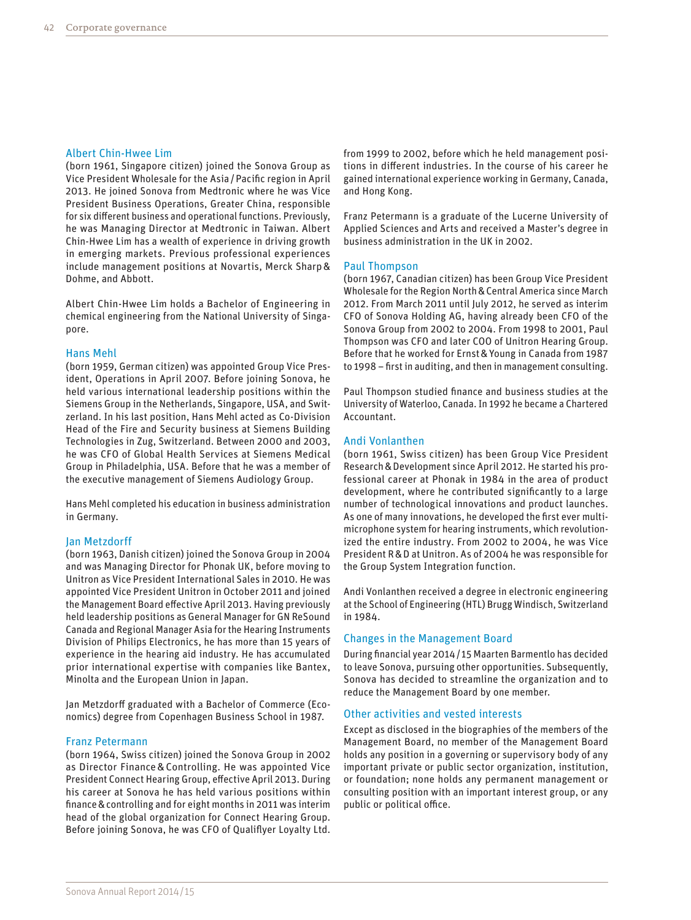### Albert Chin-Hwee Lim

(born 1961, Singapore citizen) joined the Sonova Group as Vice President Wholesale for the Asia / Pacific region in April 2013. He joined Sonova from Medtronic where he was Vice President Business Operations, Greater China, responsible for six different business and operational functions. Previously, he was Managing Director at Medtronic in Taiwan. Albert Chin-Hwee Lim has a wealth of experience in driving growth in emerging markets. Previous professional experiences include management positions at Novartis, Merck Sharp & Dohme, and Abbott.

Albert Chin-Hwee Lim holds a Bachelor of Engineering in chemical engineering from the National University of Singapore.

### Hans Mehl

(born 1959, German citizen) was appointed Group Vice President, Operations in April 2007. Before joining Sonova, he held various international leadership positions within the Siemens Group in the Netherlands, Singapore, USA, and Switzerland. In his last position, Hans Mehl acted as Co-Division Head of the Fire and Security business at Siemens Building Technologies in Zug, Switzerland. Between 2000 and 2003, he was CFO of Global Health Services at Siemens Medical Group in Philadelphia, USA. Before that he was a member of the executive management of Siemens Audiology Group.

Hans Mehl completed his education in business administration in Germany.

### Jan Metzdorff

(born 1963, Danish citizen) joined the Sonova Group in 2004 and was Managing Director for Phonak UK, before moving to Unitron as Vice President International Sales in 2010. He was appointed Vice President Unitron in October 2011 and joined the Management Board effective April 2013. Having previously held leadership positions as General Manager for GN ReSound Canada and Regional Manager Asia for the Hearing Instruments Division of Philips Electronics, he has more than 15 years of experience in the hearing aid industry. He has accumulated prior international expertise with companies like Bantex, Minolta and the European Union in Japan.

Jan Metzdorff graduated with a Bachelor of Commerce (Economics) degree from Copenhagen Business School in 1987.

### Franz Petermann

(born 1964, Swiss citizen) joined the Sonova Group in 2002 as Director Finance & Controlling. He was appointed Vice President Connect Hearing Group, effective April 2013. During his career at Sonova he has held various positions within finance & controlling and for eight months in 2011 was interim head of the global organization for Connect Hearing Group. Before joining Sonova, he was CFO of Qualiflyer Loyalty Ltd. from 1999 to 2002, before which he held management positions in different industries. In the course of his career he gained international experience working in Germany, Canada, and Hong Kong.

Franz Petermann is a graduate of the Lucerne University of Applied Sciences and Arts and received a Master's degree in business administration in the UK in 2002.

### Paul Thompson

(born 1967, Canadian citizen) has been Group Vice President Wholesale for the Region North & Central America since March 2012. From March 2011 until July 2012, he served as interim CFO of Sonova Holding AG, having already been CFO of the Sonova Group from 2002 to 2004. From 1998 to 2001, Paul Thompson was CFO and later COO of Unitron Hearing Group. Before that he worked for Ernst & Young in Canada from 1987 to 1998 – first in auditing, and then in management consulting.

Paul Thompson studied finance and business studies at the University of Waterloo, Canada. In 1992 he became a Chartered Accountant.

### Andi Vonlanthen

(born 1961, Swiss citizen) has been Group Vice President Research & Development since April 2012. He started his professional career at Phonak in 1984 in the area of product development, where he contributed significantly to a large number of technological innovations and product launches. As one of many innovations, he developed the first ever multi-microphone system for hearing instruments, which revolutionized the entire industry. From 2002 to 2004, he was Vice President R & D at Unitron. As of 2004 he was responsible for the Group System Integration function.

Andi Vonlanthen received a degree in electronic engineering at the School of Engineering (HTL) Brugg Windisch, Switzerland in 1984.

## Changes in the Management Board

During financial year 2014 / 15 Maarten Barmentlo has decided to leave Sonova, pursuing other opportunities. Subsequently, Sonova has decided to streamline the organization and to reduce the Management Board by one member.

## Other activities and vested interests

Except as disclosed in the biographies of the members of the Management Board, no member of the Management Board holds any position in a governing or supervisory body of any important private or public sector organization, institution, or foundation; none holds any permanent management or consulting position with an important interest group, or any public or political office.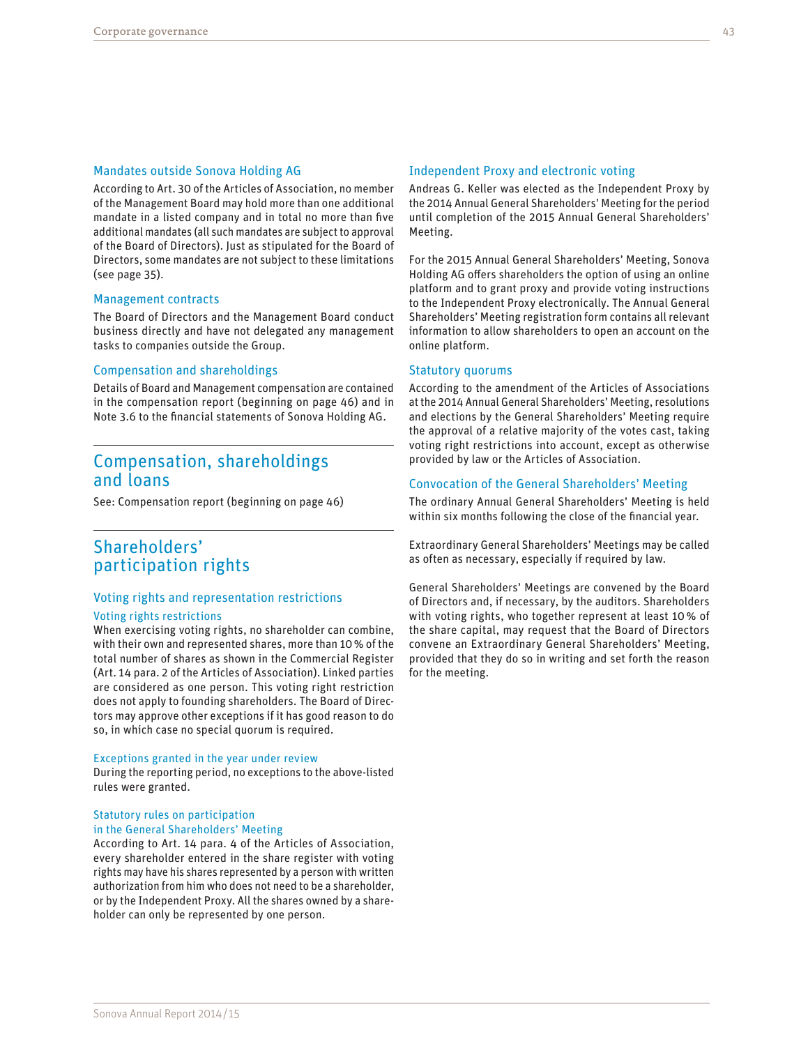### Mandates outside Sonova Holding AG

According to Art. 30 of the Articles of Association, no member of the Management Board may hold more than one additional mandate in a listed company and in total no more than five additional mandates (all such mandates are subject to approval of the Board of Directors). Just as stipulated for the Board of Directors, some mandates are not subject to these limitations (see page 35).

### Management contracts

The Board of Directors and the Management Board conduct business directly and have not delegated any management tasks to companies outside the Group.

### Compensation and shareholdings

Details of Board and Management compensation are contained in the compensation report (beginning on page 46) and in Note 3.6 to the financial statements of Sonova Holding AG.

## Compensation, shareholdings and loans

See: Compensation report (beginning on page 46)

## Shareholders' participation rights

### Voting rights and representation restrictions

#### Voting rights restrictions

When exercising voting rights, no shareholder can combine, with their own and represented shares, more than 10 % of the total number of shares as shown in the Commercial Register (Art. 14 para. 2 of the Articles of Association). Linked parties are considered as one person. This voting right restriction does not apply to founding shareholders. The Board of Directors may approve other exceptions if it has good reason to do so, in which case no special quorum is required.

#### Exceptions granted in the year under review

During the reporting period, no exceptions to the above-listed rules were granted.

#### Statutory rules on participation in the General Shareholders' Meeting

According to Art. 14 para. 4 of the Articles of Association, every shareholder entered in the share register with voting rights may have his shares represented by a person with written authorization from him who does not need to be a shareholder, or by the Independent Proxy. All the shares owned by a shareholder can only be represented by one person.

### Independent Proxy and electronic voting

Andreas G. Keller was elected as the Independent Proxy by the 2014 Annual General Shareholders' Meeting for the period until completion of the 2015 Annual General Shareholders' Meeting.

For the 2015 Annual General Shareholders' Meeting, Sonova Holding AG offers shareholders the option of using an online platform and to grant proxy and provide voting instructions to the Independent Proxy electronically. The Annual General Shareholders' Meeting registration form contains all relevant information to allow shareholders to open an account on the online platform.

### Statutory quorums

According to the amendment of the Articles of Associations at the 2014 Annual General Shareholders' Meeting, resolutions and elections by the General Shareholders' Meeting require the approval of a relative majority of the votes cast, taking voting right restrictions into account, except as otherwise provided by law or the Articles of Association.

### Convocation of the General Shareholders' Meeting

The ordinary Annual General Shareholders' Meeting is held within six months following the close of the financial year.

Extraordinary General Shareholders' Meetings may be called as often as necessary, especially if required by law.

General Shareholders' Meetings are convened by the Board of Directors and, if necessary, by the auditors. Shareholders with voting rights, who together represent at least 10 % of the share capital, may request that the Board of Directors convene an Extraordinary General Shareholders' Meeting, provided that they do so in writing and set forth the reason for the meeting.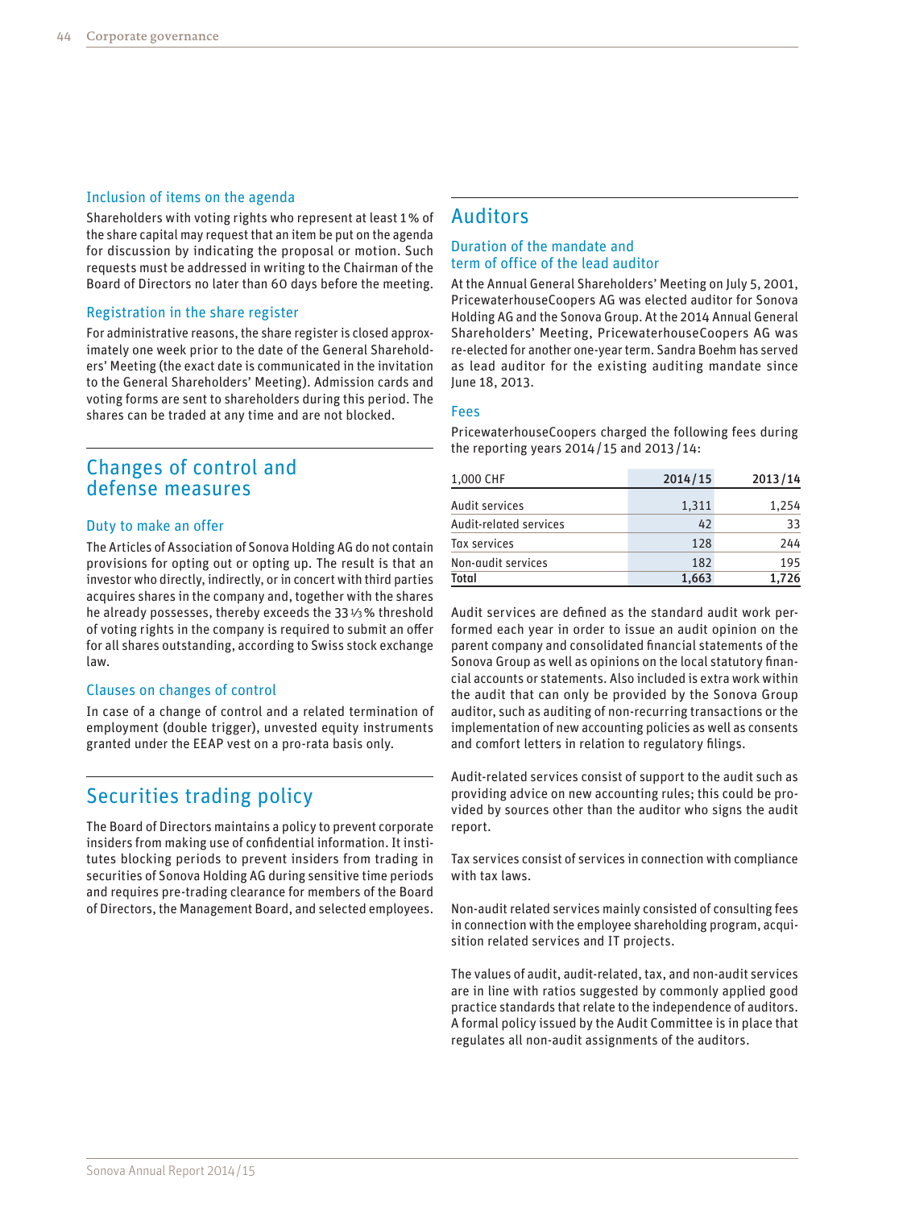### Inclusion of items on the agenda

Shareholders with voting rights who represent at least 1% of the share capital may request that an item be put on the agenda for discussion by indicating the proposal or motion. Such requests must be addressed in writing to the Chairman of the Board of Directors no later than 60 days before the meeting.

### Registration in the share register

For administrative reasons, the share register is closed approximately one week prior to the date of the General Shareholders' Meeting (the exact date is communicated in the invitation to the General Shareholders' Meeting). Admission cards and voting forms are sent to shareholders during this period. The shares can be traded at any time and are not blocked.

## Changes of control and defense measures

### Duty to make an offer

The Articles of Association of Sonova Holding AG do not contain provisions for opting out or opting up. The result is that an investor who directly, indirectly, or in concert with third parties acquires shares in the company and, together with the shares he already possesses, thereby exceeds the 33⅓% threshold of voting rights in the company is required to submit an offer for all shares outstanding, according to Swiss stock exchange law.

### Clauses on changes of control

In case of a change of control and a related termination of employment (double trigger), unvested equity instruments granted under the EEAP vest on a pro-rata basis only.

## Securities trading policy

The Board of Directors maintains a policy to prevent corporate insiders from making use of confidential information. It institutes blocking periods to prevent insiders from trading in securities of Sonova Holding AG during sensitive time periods and requires pre-trading clearance for members of the Board of Directors, the Management Board, and selected employees.

## Auditors

### Duration of the mandate and term of office of the lead auditor

At the Annual General Shareholders' Meeting on July 5, 2001, PricewaterhouseCoopers AG was elected auditor for Sonova Holding AG and the Sonova Group. At the 2014 Annual General Shareholders' Meeting, PricewaterhouseCoopers AG was re-elected for another one-year term. Sandra Boehm has served as lead auditor for the existing auditing mandate since June 18, 2013.

### Fees

PricewaterhouseCoopers charged the following fees during the reporting years 2014/15 and 2013/14:

| 1,000 CHF | 2014/15 | 2013/14 |
|---|---|---|
| Audit services | 1,311 | 1,254 |
| Audit-related services | 42 | 33 |
| Tax services | 128 | 244 |
| Non-audit services | 182 | 195 |
| **Total** | **1,663** | **1,726** |

Audit services are defined as the standard audit work performed each year in order to issue an audit opinion on the parent company and consolidated financial statements of the Sonova Group as well as opinions on the local statutory financial accounts or statements. Also included is extra work within the audit that can only be provided by the Sonova Group auditor, such as auditing of non-recurring transactions or the implementation of new accounting policies as well as consents and comfort letters in relation to regulatory filings.

Audit-related services consist of support to the audit such as providing advice on new accounting rules; this could be provided by sources other than the auditor who signs the audit report.

Tax services consist of services in connection with compliance with tax laws.

Non-audit related services mainly consisted of consulting fees in connection with the employee shareholding program, acquisition related services and IT projects.

The values of audit, audit-related, tax, and non-audit services are in line with ratios suggested by commonly applied good practice standards that relate to the independence of auditors. A formal policy issued by the Audit Committee is in place that regulates all non-audit assignments of the auditors.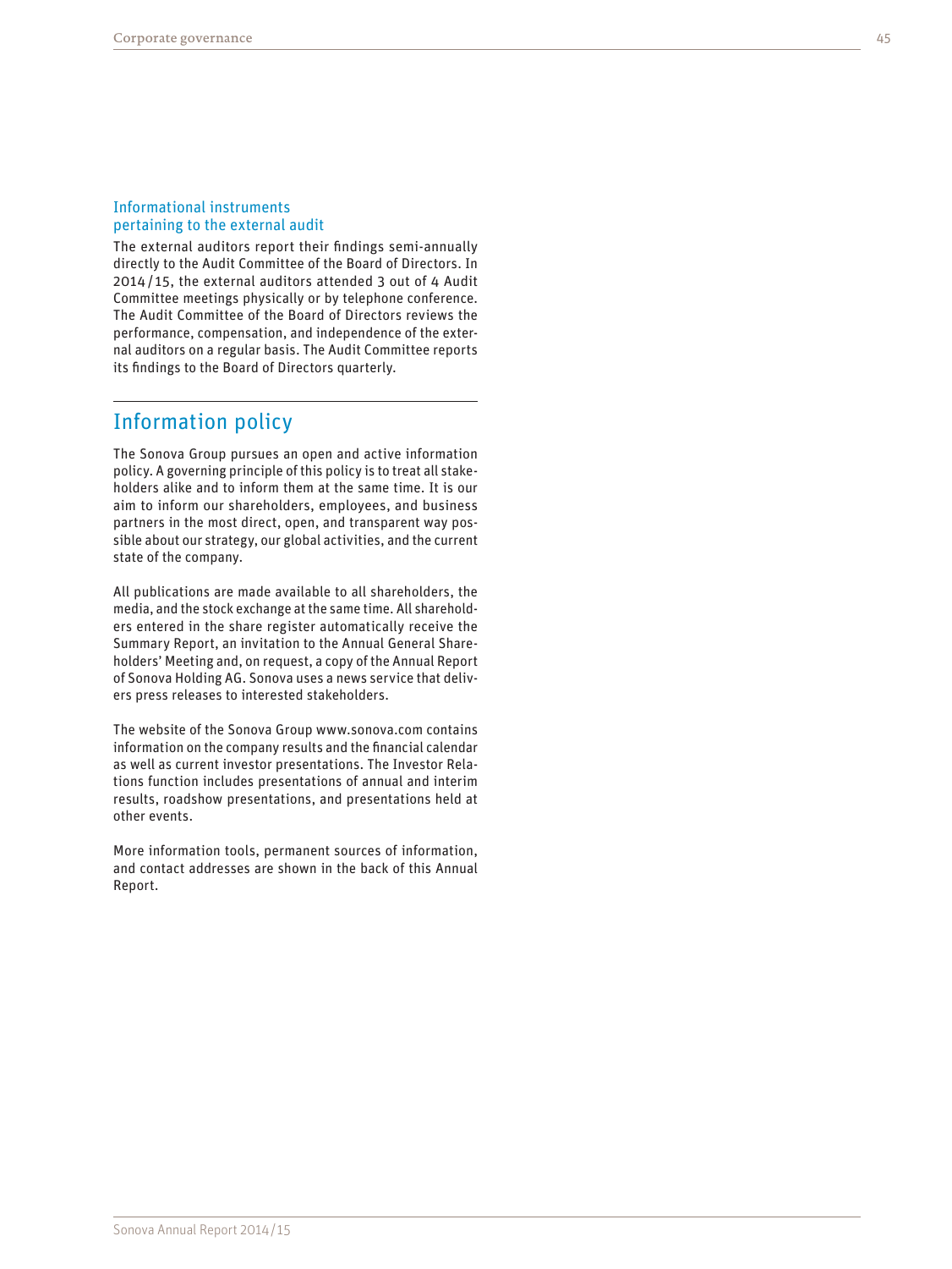### Informational instruments pertaining to the external audit

The external auditors report their findings semi-annually directly to the Audit Committee of the Board of Directors. In 2014/15, the external auditors attended 3 out of 4 Audit Committee meetings physically or by telephone conference. The Audit Committee of the Board of Directors reviews the performance, compensation, and independence of the external auditors on a regular basis. The Audit Committee reports its findings to the Board of Directors quarterly.

## Information policy

The Sonova Group pursues an open and active information policy. A governing principle of this policy is to treat all stakeholders alike and to inform them at the same time. It is our aim to inform our shareholders, employees, and business partners in the most direct, open, and transparent way possible about our strategy, our global activities, and the current state of the company.

All publications are made available to all shareholders, the media, and the stock exchange at the same time. All shareholders entered in the share register automatically receive the Summary Report, an invitation to the Annual General Shareholders' Meeting and, on request, a copy of the Annual Report of Sonova Holding AG. Sonova uses a news service that delivers press releases to interested stakeholders.

The website of the Sonova Group www.sonova.com contains information on the company results and the financial calendar as well as current investor presentations. The Investor Relations function includes presentations of annual and interim results, roadshow presentations, and presentations held at other events.

More information tools, permanent sources of information, and contact addresses are shown in the back of this Annual Report.